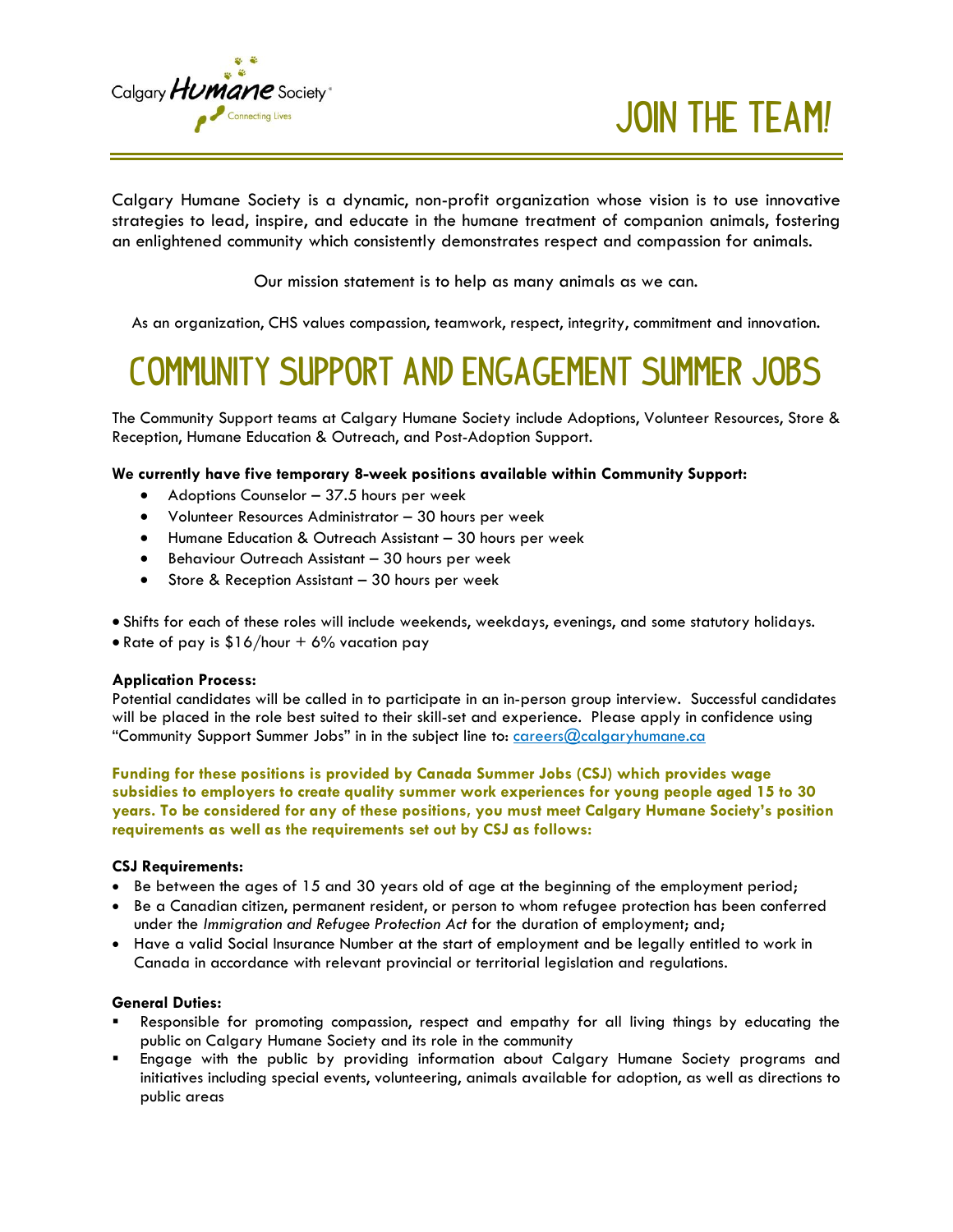Calgary Humane Society
Connecting Lives

# JOIN THE TEAM!

Calgary Humane Society is a dynamic, non-profit organization whose vision is to use innovative strategies to lead, inspire, and educate in the humane treatment of companion animals, fostering an enlightened community which consistently demonstrates respect and compassion for animals.

Our mission statement is to help as many animals as we can.

As an organization, CHS values compassion, teamwork, respect, integrity, commitment and innovation.

# COMMUNITY SUPPORT AND ENGAGEMENT SUMMER JOBS

The Community Support teams at Calgary Humane Society include Adoptions, Volunteer Resources, Store & Reception, Humane Education & Outreach, and Post-Adoption Support.

**We currently have five temporary 8-week positions available within Community Support:**

- Adoptions Counselor – 37.5 hours per week
- Volunteer Resources Administrator – 30 hours per week
- Humane Education & Outreach Assistant – 30 hours per week
- Behaviour Outreach Assistant – 30 hours per week
- Store & Reception Assistant – 30 hours per week

- Shifts for each of these roles will include weekends, weekdays, evenings, and some statutory holidays.
- Rate of pay is $16/hour + 6% vacation pay

**Application Process:**
Potential candidates will be called in to participate in an in-person group interview. Successful candidates will be placed in the role best suited to their skill-set and experience. Please apply in confidence using "Community Support Summer Jobs" in in the subject line to: careers@calgaryhumane.ca

**Funding for these positions is provided by Canada Summer Jobs (CSJ) which provides wage subsidies to employers to create quality summer work experiences for young people aged 15 to 30 years. To be considered for any of these positions, you must meet Calgary Humane Society's position requirements as well as the requirements set out by CSJ as follows:**

**CSJ Requirements:**

- Be between the ages of 15 and 30 years old of age at the beginning of the employment period;
- Be a Canadian citizen, permanent resident, or person to whom refugee protection has been conferred under the *Immigration and Refugee Protection Act* for the duration of employment; and;
- Have a valid Social Insurance Number at the start of employment and be legally entitled to work in Canada in accordance with relevant provincial or territorial legislation and regulations.

**General Duties:**

- Responsible for promoting compassion, respect and empathy for all living things by educating the public on Calgary Humane Society and its role in the community
- Engage with the public by providing information about Calgary Humane Society programs and initiatives including special events, volunteering, animals available for adoption, as well as directions to public areas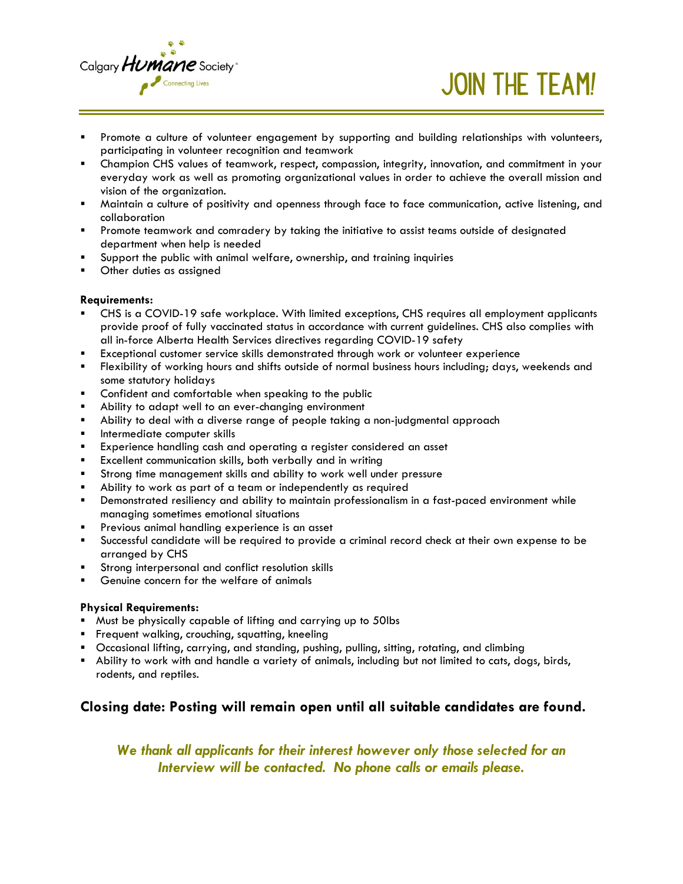# JOIN THE TEAM!

- Promote a culture of volunteer engagement by supporting and building relationships with volunteers, participating in volunteer recognition and teamwork
- Champion CHS values of teamwork, respect, compassion, integrity, innovation, and commitment in your everyday work as well as promoting organizational values in order to achieve the overall mission and vision of the organization.
- Maintain a culture of positivity and openness through face to face communication, active listening, and collaboration
- Promote teamwork and comradery by taking the initiative to assist teams outside of designated department when help is needed
- Support the public with animal welfare, ownership, and training inquiries
- Other duties as assigned

**Requirements:**

- CHS is a COVID-19 safe workplace. With limited exceptions, CHS requires all employment applicants provide proof of fully vaccinated status in accordance with current guidelines. CHS also complies with all in-force Alberta Health Services directives regarding COVID-19 safety
- Exceptional customer service skills demonstrated through work or volunteer experience
- Flexibility of working hours and shifts outside of normal business hours including; days, weekends and some statutory holidays
- Confident and comfortable when speaking to the public
- Ability to adapt well to an ever-changing environment
- Ability to deal with a diverse range of people taking a non-judgmental approach
- Intermediate computer skills
- Experience handling cash and operating a register considered an asset
- Excellent communication skills, both verbally and in writing
- Strong time management skills and ability to work well under pressure
- Ability to work as part of a team or independently as required
- Demonstrated resiliency and ability to maintain professionalism in a fast-paced environment while managing sometimes emotional situations
- Previous animal handling experience is an asset
- Successful candidate will be required to provide a criminal record check at their own expense to be arranged by CHS
- Strong interpersonal and conflict resolution skills
- Genuine concern for the welfare of animals

**Physical Requirements:**

- Must be physically capable of lifting and carrying up to 50lbs
- Frequent walking, crouching, squatting, kneeling
- Occasional lifting, carrying, and standing, pushing, pulling, sitting, rotating, and climbing
- Ability to work with and handle a variety of animals, including but not limited to cats, dogs, birds, rodents, and reptiles.

## Closing date: Posting will remain open until all suitable candidates are found.

***We thank all applicants for their interest however only those selected for an Interview will be contacted. No phone calls or emails please.***